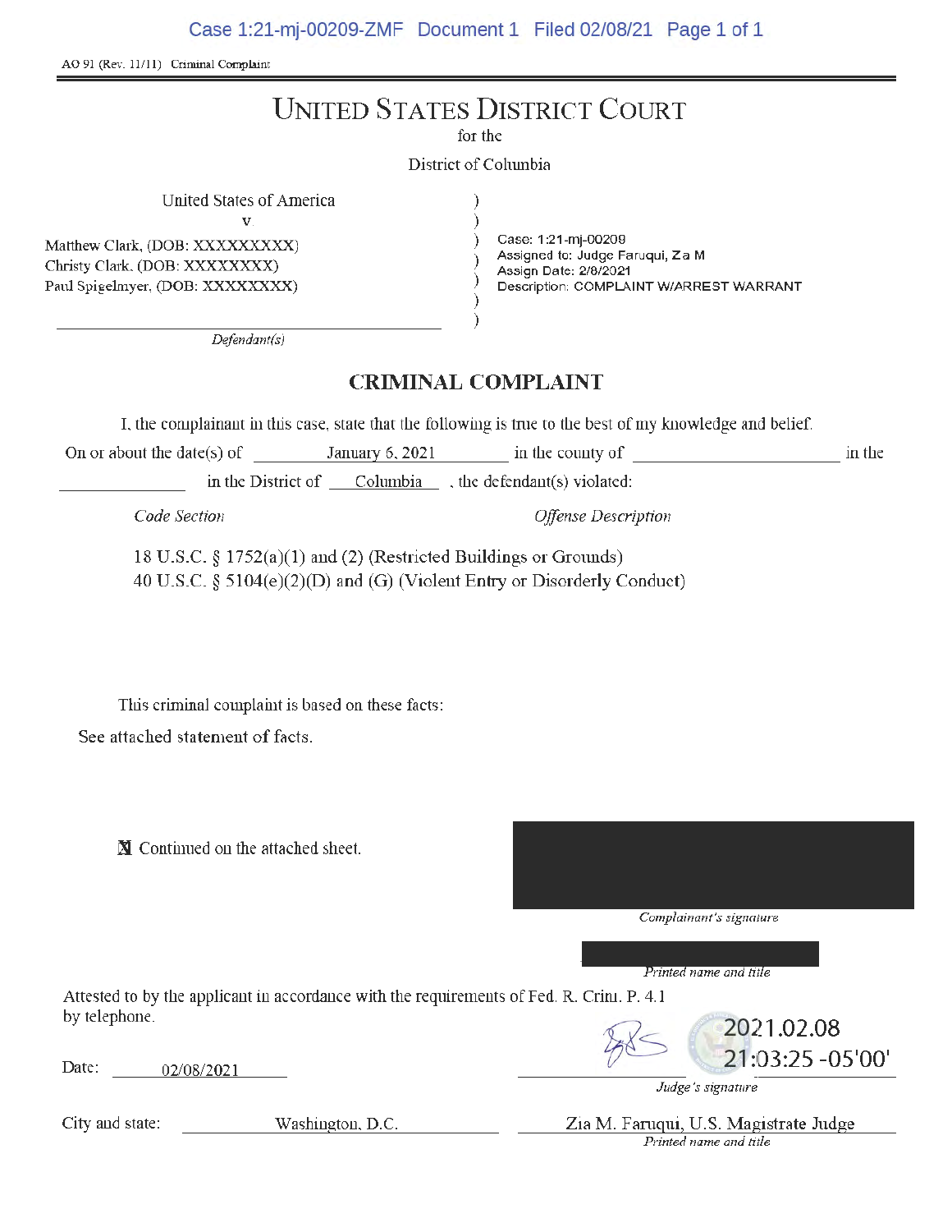AO 91 (Rev. 11/11) Criminal Complaint

# UNITED STATES DISTRICT COURT

for the

District of Columbia

United States of America
v.
Matthew Clark, (DOB: XXXXXXXXX)
Christy Clark, (DOB: XXXXXXXX)
Paul Spigelmyer, (DOB: XXXXXXXX)

*Defendant(s)*

Case: 1:21-mj-00209
Assigned to: Judge Faruqui, Zia M
Assign Date: 2/8/2021
Description: COMPLAINT W/ARREST WARRANT

## CRIMINAL COMPLAINT

I, the complainant in this case, state that the following is true to the best of my knowledge and belief.

On or about the date(s) of January 6, 2021 in the county of \_\_\_\_\_\_\_\_ in the \_\_\_\_\_\_\_\_ in the District of Columbia , the defendant(s) violated:

| *Code Section* | *Offense Description* |
|---|---|
| 18 U.S.C. § 1752(a)(1) and (2) | (Restricted Buildings or Grounds) |
| 40 U.S.C. § 5104(e)(2)(D) and (G) | (Violent Entry or Disorderly Conduct) |

This criminal complaint is based on these facts:

See attached statement of facts.

☒ Continued on the attached sheet.

*Complainant's signature*

*Printed name and title*

Attested to by the applicant in accordance with the requirements of Fed. R. Crim. P. 4.1 by telephone.

Date: 02/08/2021

2021.02.08 21:03:25 -05'00'

*Judge's signature*

City and state: Washington, D.C.

Zia M. Faruqui, U.S. Magistrate Judge

*Printed name and title*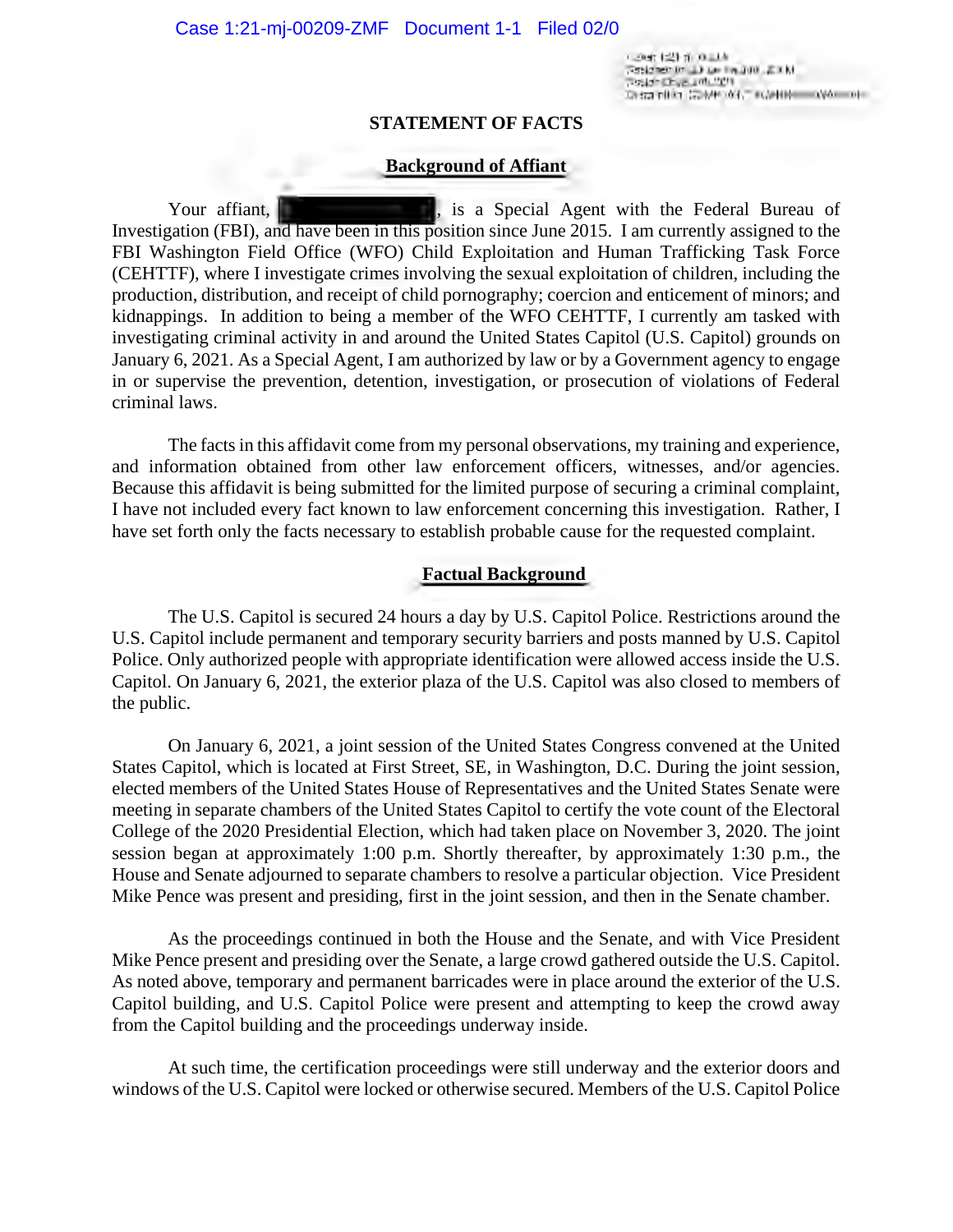## STATEMENT OF FACTS

### Background of Affiant

Your affiant, [REDACTED], is a Special Agent with the Federal Bureau of Investigation (FBI), and have been in this position since June 2015. I am currently assigned to the FBI Washington Field Office (WFO) Child Exploitation and Human Trafficking Task Force (CEHTTF), where I investigate crimes involving the sexual exploitation of children, including the production, distribution, and receipt of child pornography; coercion and enticement of minors; and kidnappings. In addition to being a member of the WFO CEHTTF, I currently am tasked with investigating criminal activity in and around the United States Capitol (U.S. Capitol) grounds on January 6, 2021. As a Special Agent, I am authorized by law or by a Government agency to engage in or supervise the prevention, detention, investigation, or prosecution of violations of Federal criminal laws.

The facts in this affidavit come from my personal observations, my training and experience, and information obtained from other law enforcement officers, witnesses, and/or agencies. Because this affidavit is being submitted for the limited purpose of securing a criminal complaint, I have not included every fact known to law enforcement concerning this investigation. Rather, I have set forth only the facts necessary to establish probable cause for the requested complaint.

### Factual Background

The U.S. Capitol is secured 24 hours a day by U.S. Capitol Police. Restrictions around the U.S. Capitol include permanent and temporary security barriers and posts manned by U.S. Capitol Police. Only authorized people with appropriate identification were allowed access inside the U.S. Capitol. On January 6, 2021, the exterior plaza of the U.S. Capitol was also closed to members of the public.

On January 6, 2021, a joint session of the United States Congress convened at the United States Capitol, which is located at First Street, SE, in Washington, D.C. During the joint session, elected members of the United States House of Representatives and the United States Senate were meeting in separate chambers of the United States Capitol to certify the vote count of the Electoral College of the 2020 Presidential Election, which had taken place on November 3, 2020. The joint session began at approximately 1:00 p.m. Shortly thereafter, by approximately 1:30 p.m., the House and Senate adjourned to separate chambers to resolve a particular objection. Vice President Mike Pence was present and presiding, first in the joint session, and then in the Senate chamber.

As the proceedings continued in both the House and the Senate, and with Vice President Mike Pence present and presiding over the Senate, a large crowd gathered outside the U.S. Capitol. As noted above, temporary and permanent barricades were in place around the exterior of the U.S. Capitol building, and U.S. Capitol Police were present and attempting to keep the crowd away from the Capitol building and the proceedings underway inside.

At such time, the certification proceedings were still underway and the exterior doors and windows of the U.S. Capitol were locked or otherwise secured. Members of the U.S. Capitol Police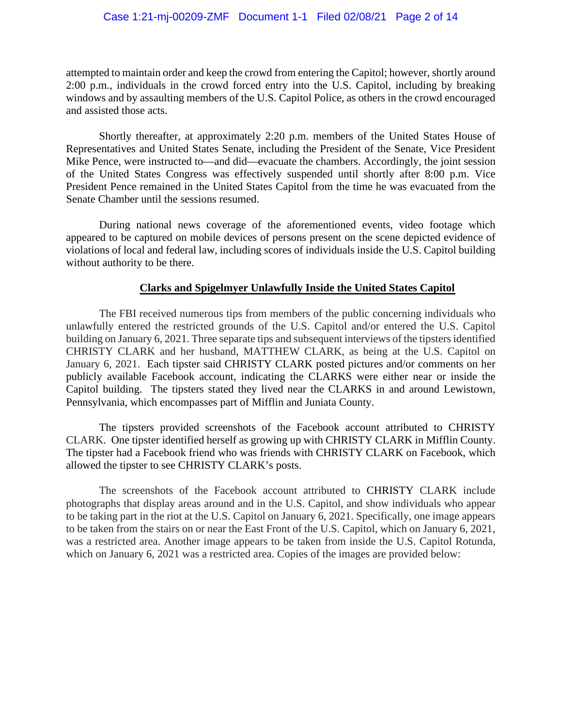attempted to maintain order and keep the crowd from entering the Capitol; however, shortly around 2:00 p.m., individuals in the crowd forced entry into the U.S. Capitol, including by breaking windows and by assaulting members of the U.S. Capitol Police, as others in the crowd encouraged and assisted those acts.

Shortly thereafter, at approximately 2:20 p.m. members of the United States House of Representatives and United States Senate, including the President of the Senate, Vice President Mike Pence, were instructed to—and did—evacuate the chambers. Accordingly, the joint session of the United States Congress was effectively suspended until shortly after 8:00 p.m. Vice President Pence remained in the United States Capitol from the time he was evacuated from the Senate Chamber until the sessions resumed.

During national news coverage of the aforementioned events, video footage which appeared to be captured on mobile devices of persons present on the scene depicted evidence of violations of local and federal law, including scores of individuals inside the U.S. Capitol building without authority to be there.

**<u>Clarks and Spigelmyer Unlawfully Inside the United States Capitol</u>**

The FBI received numerous tips from members of the public concerning individuals who unlawfully entered the restricted grounds of the U.S. Capitol and/or entered the U.S. Capitol building on January 6, 2021. Three separate tips and subsequent interviews of the tipsters identified CHRISTY CLARK and her husband, MATTHEW CLARK, as being at the U.S. Capitol on January 6, 2021. Each tipster said CHRISTY CLARK posted pictures and/or comments on her publicly available Facebook account, indicating the CLARKS were either near or inside the Capitol building. The tipsters stated they lived near the CLARKS in and around Lewistown, Pennsylvania, which encompasses part of Mifflin and Juniata County.

The tipsters provided screenshots of the Facebook account attributed to CHRISTY CLARK. One tipster identified herself as growing up with CHRISTY CLARK in Mifflin County. The tipster had a Facebook friend who was friends with CHRISTY CLARK on Facebook, which allowed the tipster to see CHRISTY CLARK's posts.

The screenshots of the Facebook account attributed to CHRISTY CLARK include photographs that display areas around and in the U.S. Capitol, and show individuals who appear to be taking part in the riot at the U.S. Capitol on January 6, 2021. Specifically, one image appears to be taken from the stairs on or near the East Front of the U.S. Capitol, which on January 6, 2021, was a restricted area. Another image appears to be taken from inside the U.S. Capitol Rotunda, which on January 6, 2021 was a restricted area. Copies of the images are provided below: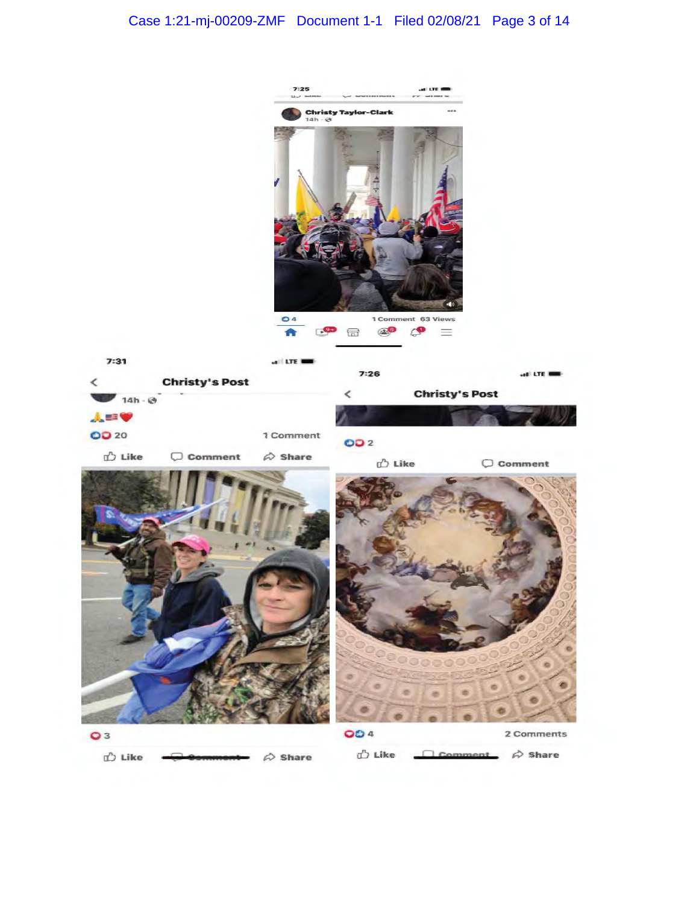7:25

Christy Taylor-Clark

14h

4 1 Comment 63 Views

7:31

Christy's Post

14h

🙏🇺🇸❤️

20 1 Comment

Like Comment Share

3

Like Comment Share

7:26

Christy's Post

2

Like Comment

4 2 Comments

Like Comment Share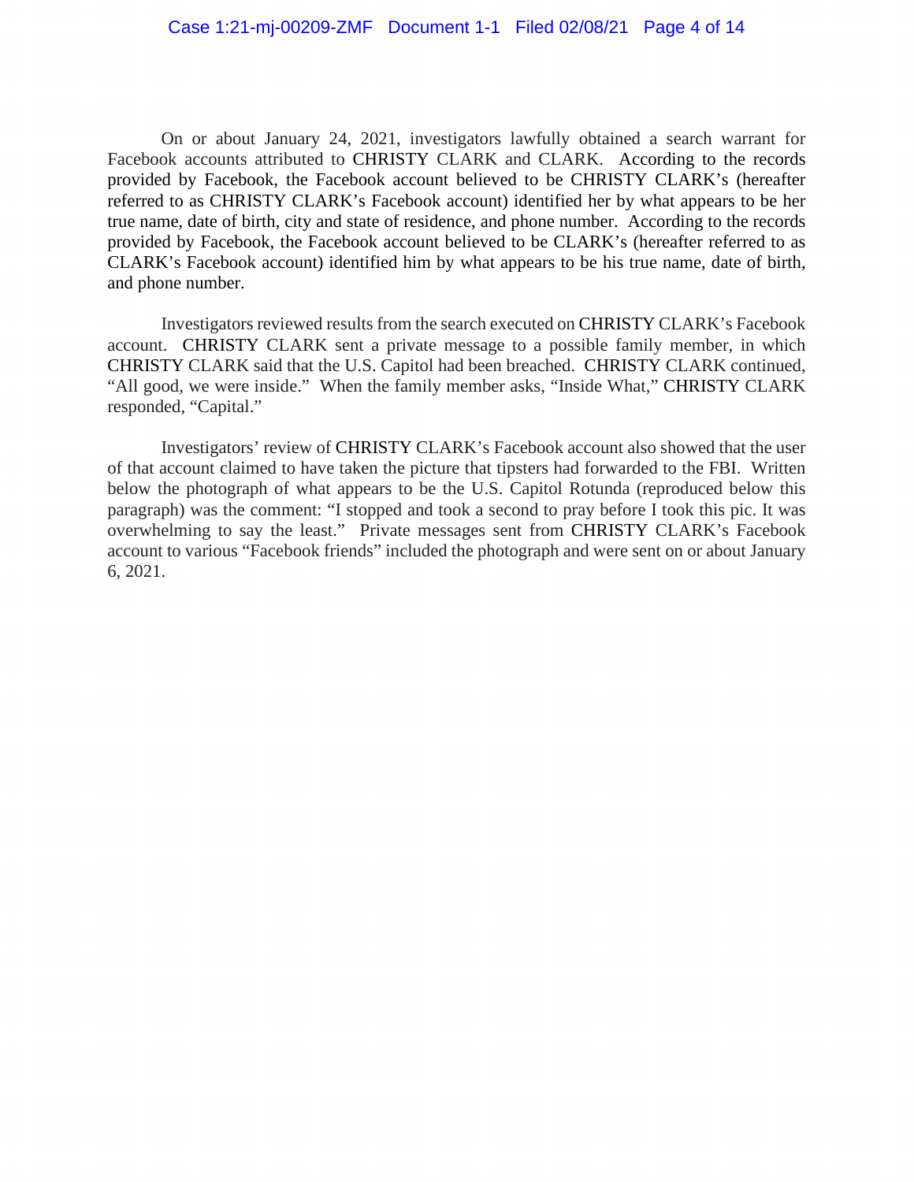On or about January 24, 2021, investigators lawfully obtained a search warrant for Facebook accounts attributed to CHRISTY CLARK and CLARK. According to the records provided by Facebook, the Facebook account believed to be CHRISTY CLARK's (hereafter referred to as CHRISTY CLARK's Facebook account) identified her by what appears to be her true name, date of birth, city and state of residence, and phone number. According to the records provided by Facebook, the Facebook account believed to be CLARK's (hereafter referred to as CLARK's Facebook account) identified him by what appears to be his true name, date of birth, and phone number.

Investigators reviewed results from the search executed on CHRISTY CLARK's Facebook account. CHRISTY CLARK sent a private message to a possible family member, in which CHRISTY CLARK said that the U.S. Capitol had been breached. CHRISTY CLARK continued, "All good, we were inside." When the family member asks, "Inside What," CHRISTY CLARK responded, "Capital."

Investigators' review of CHRISTY CLARK's Facebook account also showed that the user of that account claimed to have taken the picture that tipsters had forwarded to the FBI. Written below the photograph of what appears to be the U.S. Capitol Rotunda (reproduced below this paragraph) was the comment: "I stopped and took a second to pray before I took this pic. It was overwhelming to say the least." Private messages sent from CHRISTY CLARK's Facebook account to various "Facebook friends" included the photograph and were sent on or about January 6, 2021.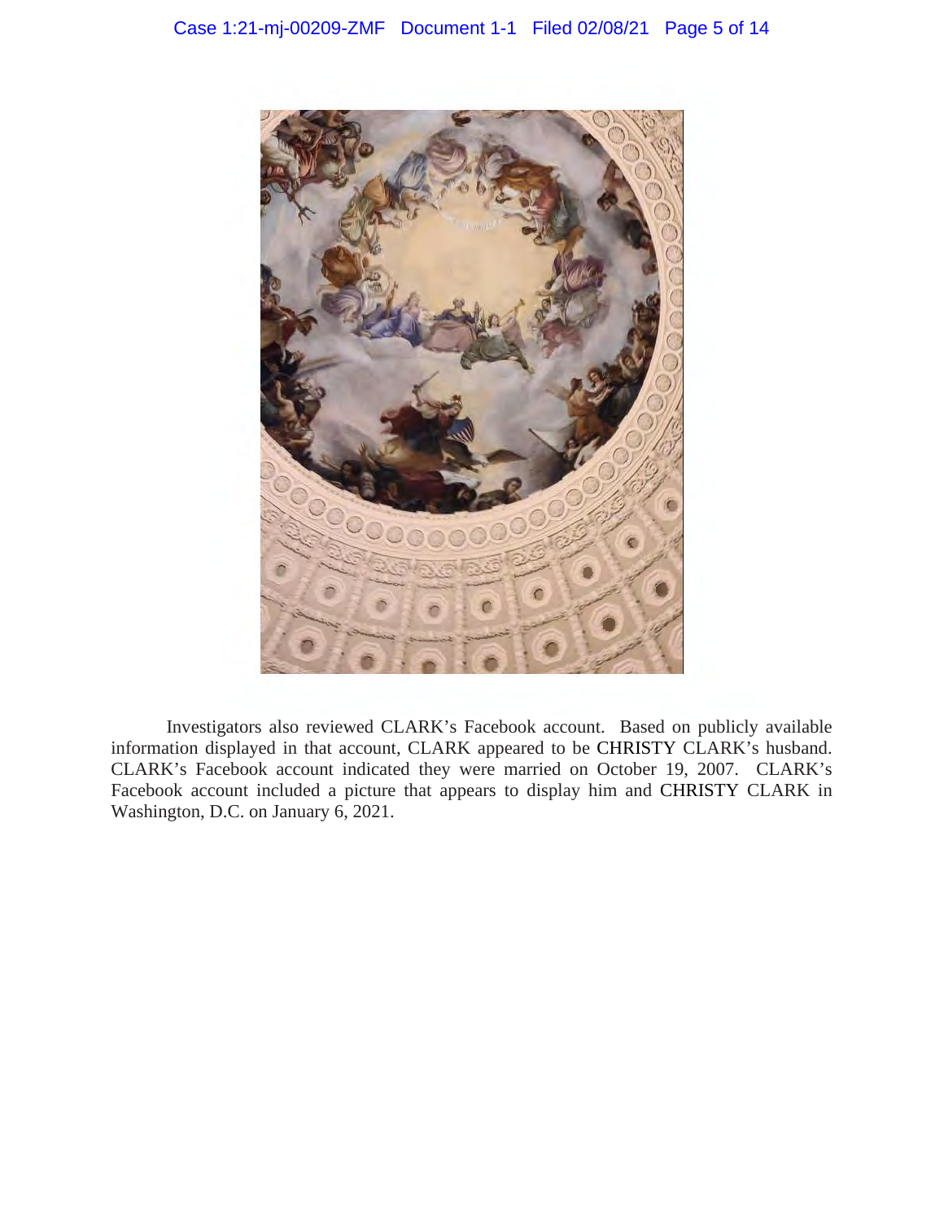Investigators also reviewed CLARK's Facebook account. Based on publicly available information displayed in that account, CLARK appeared to be CHRISTY CLARK's husband. CLARK's Facebook account indicated they were married on October 19, 2007. CLARK's Facebook account included a picture that appears to display him and CHRISTY CLARK in Washington, D.C. on January 6, 2021.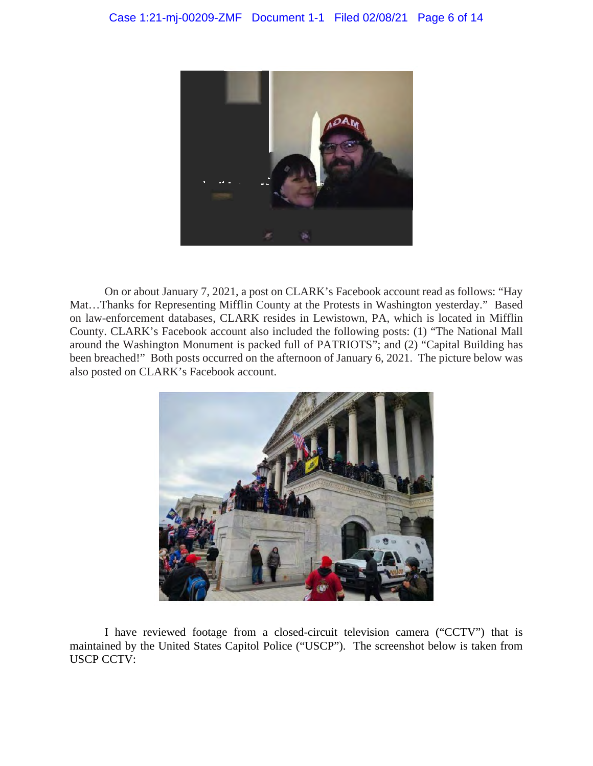On or about January 7, 2021, a post on CLARK's Facebook account read as follows: "Hay Mat…Thanks for Representing Mifflin County at the Protests in Washington yesterday." Based on law-enforcement databases, CLARK resides in Lewistown, PA, which is located in Mifflin County. CLARK's Facebook account also included the following posts: (1) "The National Mall around the Washington Monument is packed full of PATRIOTS"; and (2) "Capital Building has been breached!" Both posts occurred on the afternoon of January 6, 2021. The picture below was also posted on CLARK's Facebook account.

I have reviewed footage from a closed-circuit television camera ("CCTV") that is maintained by the United States Capitol Police ("USCP"). The screenshot below is taken from USCP CCTV: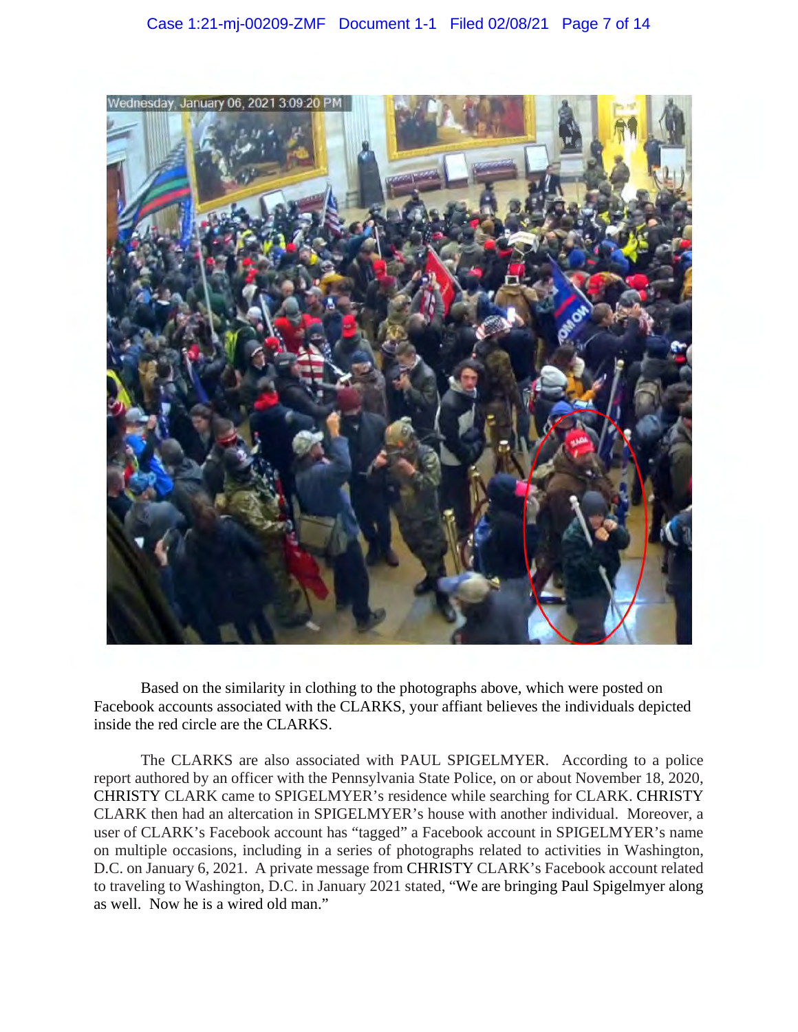Based on the similarity in clothing to the photographs above, which were posted on Facebook accounts associated with the CLARKS, your affiant believes the individuals depicted inside the red circle are the CLARKS.

The CLARKS are also associated with PAUL SPIGELMYER. According to a police report authored by an officer with the Pennsylvania State Police, on or about November 18, 2020, CHRISTY CLARK came to SPIGELMYER's residence while searching for CLARK. CHRISTY CLARK then had an altercation in SPIGELMYER's house with another individual. Moreover, a user of CLARK's Facebook account has "tagged" a Facebook account in SPIGELMYER's name on multiple occasions, including in a series of photographs related to activities in Washington, D.C. on January 6, 2021. A private message from CHRISTY CLARK's Facebook account related to traveling to Washington, D.C. in January 2021 stated, "We are bringing Paul Spigelmyer along as well. Now he is a wired old man."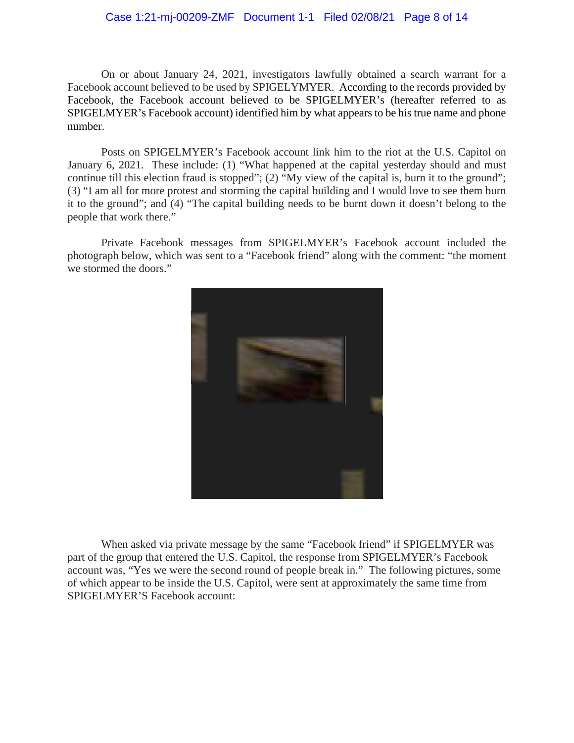On or about January 24, 2021, investigators lawfully obtained a search warrant for a Facebook account believed to be used by SPIGELYMYER. According to the records provided by Facebook, the Facebook account believed to be SPIGELMYER's (hereafter referred to as SPIGELMYER's Facebook account) identified him by what appears to be his true name and phone number.

Posts on SPIGELMYER's Facebook account link him to the riot at the U.S. Capitol on January 6, 2021. These include: (1) "What happened at the capital yesterday should and must continue till this election fraud is stopped"; (2) "My view of the capital is, burn it to the ground"; (3) "I am all for more protest and storming the capital building and I would love to see them burn it to the ground"; and (4) "The capital building needs to be burnt down it doesn't belong to the people that work there."

Private Facebook messages from SPIGELMYER's Facebook account included the photograph below, which was sent to a "Facebook friend" along with the comment: "the moment we stormed the doors."

When asked via private message by the same "Facebook friend" if SPIGELMYER was part of the group that entered the U.S. Capitol, the response from SPIGELMYER's Facebook account was, "Yes we were the second round of people break in." The following pictures, some of which appear to be inside the U.S. Capitol, were sent at approximately the same time from SPIGELMYER'S Facebook account: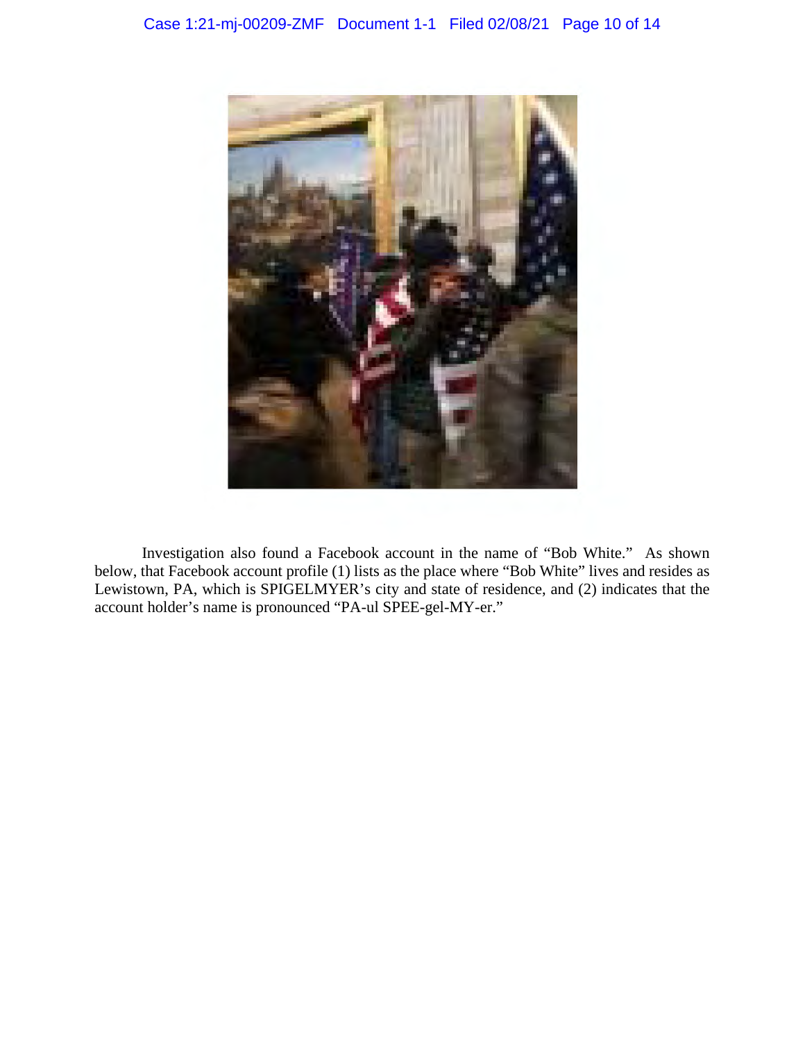Investigation also found a Facebook account in the name of "Bob White." As shown below, that Facebook account profile (1) lists as the place where "Bob White" lives and resides as Lewistown, PA, which is SPIGELMYER's city and state of residence, and (2) indicates that the account holder's name is pronounced "PA-ul SPEE-gel-MY-er."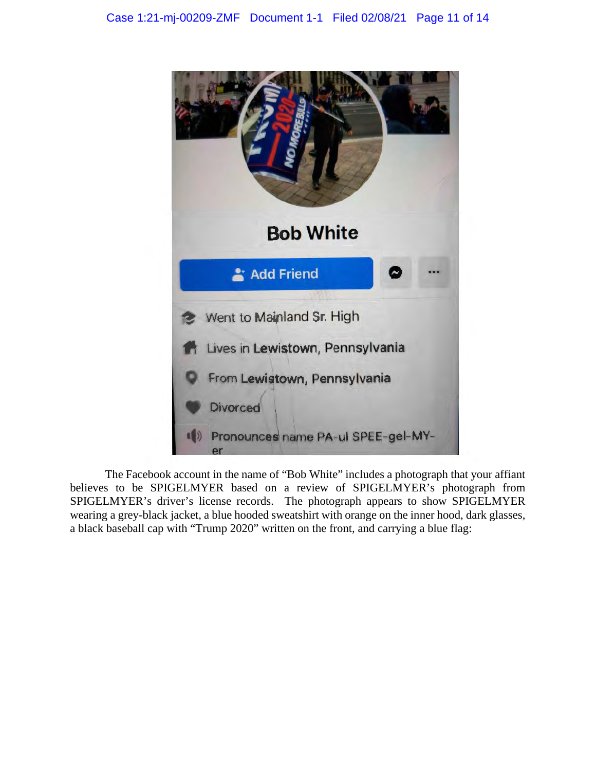Bob White

Add Friend

Went to Mainland Sr. High

Lives in Lewistown, Pennsylvania

From Lewistown, Pennsylvania

Divorced

Pronounces name PA-ul SPEE-gel-MY-er

The Facebook account in the name of "Bob White" includes a photograph that your affiant believes to be SPIGELMYER based on a review of SPIGELMYER's photograph from SPIGELMYER's driver's license records. The photograph appears to show SPIGELMYER wearing a grey-black jacket, a blue hooded sweatshirt with orange on the inner hood, dark glasses, a black baseball cap with "Trump 2020" written on the front, and carrying a blue flag: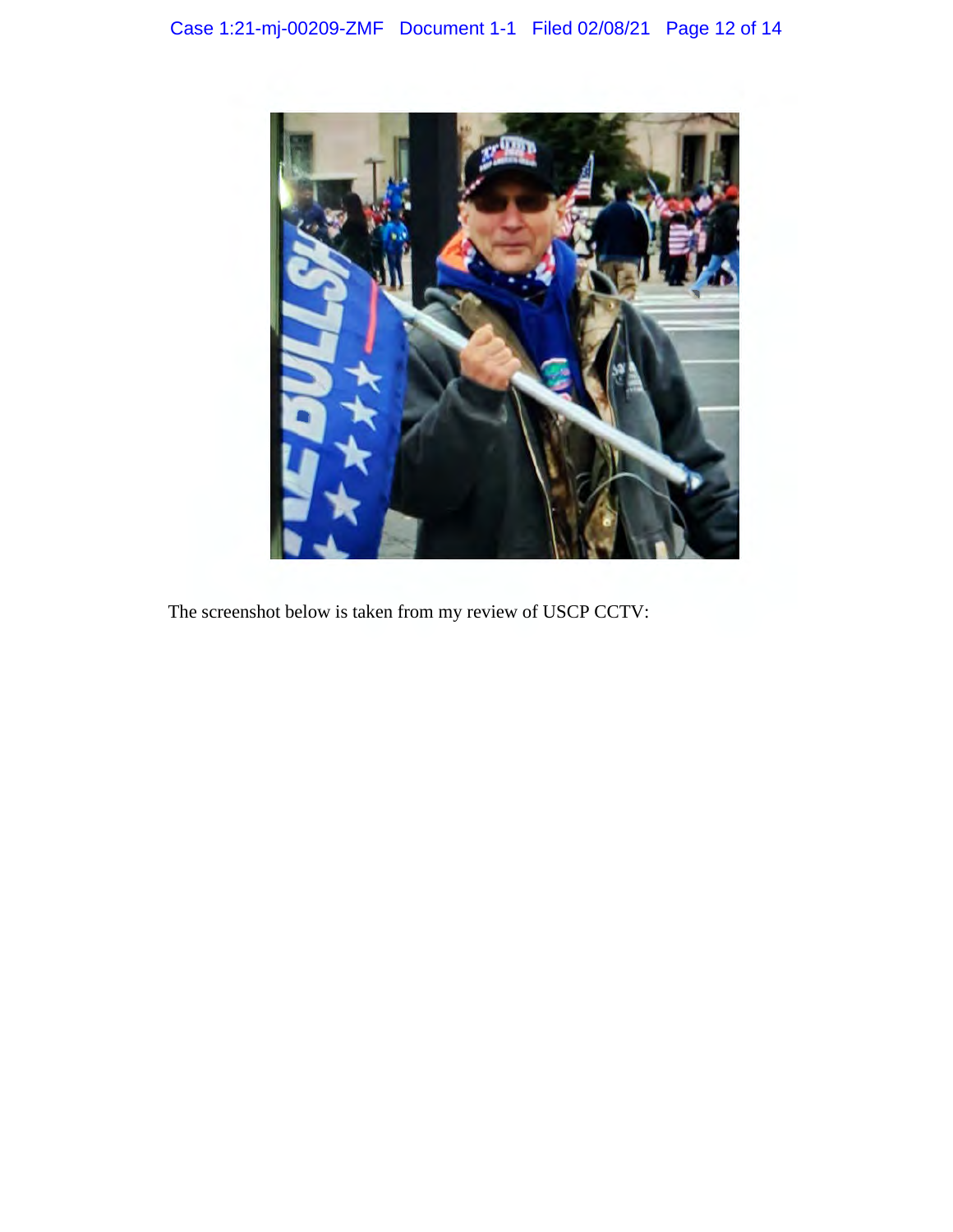The screenshot below is taken from my review of USCP CCTV: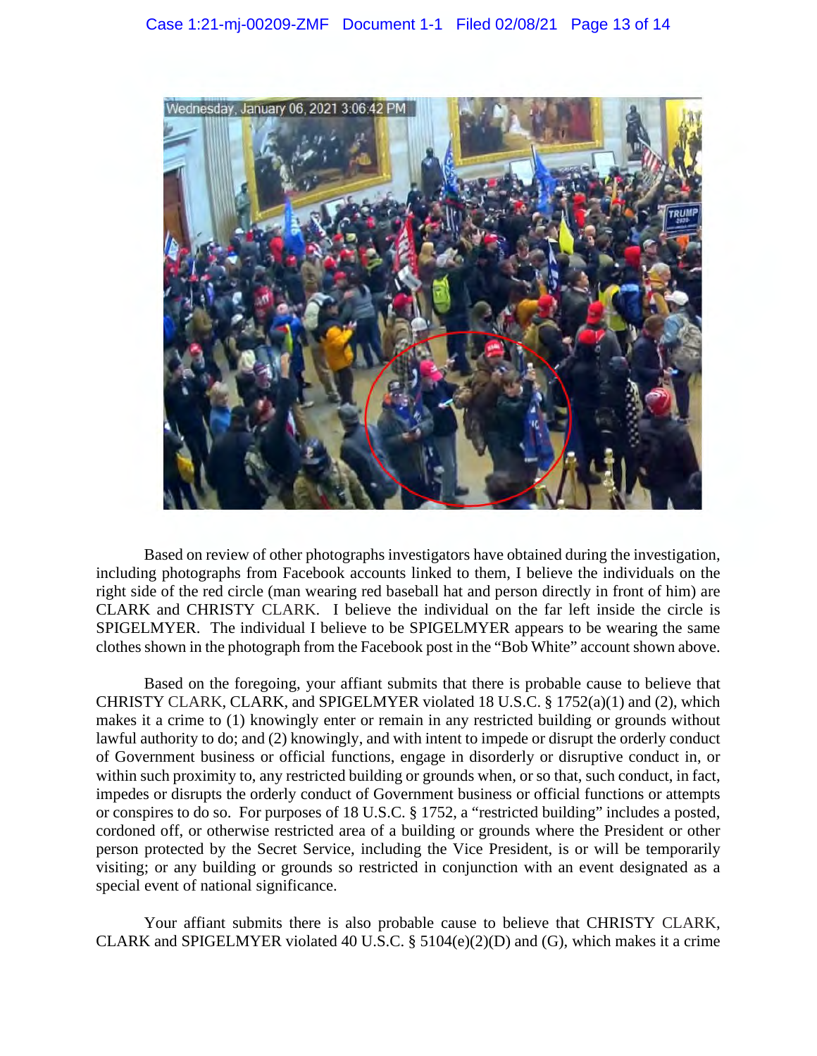Based on review of other photographs investigators have obtained during the investigation, including photographs from Facebook accounts linked to them, I believe the individuals on the right side of the red circle (man wearing red baseball hat and person directly in front of him) are CLARK and CHRISTY CLARK. I believe the individual on the far left inside the circle is SPIGELMYER. The individual I believe to be SPIGELMYER appears to be wearing the same clothes shown in the photograph from the Facebook post in the "Bob White" account shown above.

Based on the foregoing, your affiant submits that there is probable cause to believe that CHRISTY CLARK, CLARK, and SPIGELMYER violated 18 U.S.C. § 1752(a)(1) and (2), which makes it a crime to (1) knowingly enter or remain in any restricted building or grounds without lawful authority to do; and (2) knowingly, and with intent to impede or disrupt the orderly conduct of Government business or official functions, engage in disorderly or disruptive conduct in, or within such proximity to, any restricted building or grounds when, or so that, such conduct, in fact, impedes or disrupts the orderly conduct of Government business or official functions or attempts or conspires to do so. For purposes of 18 U.S.C. § 1752, a "restricted building" includes a posted, cordoned off, or otherwise restricted area of a building or grounds where the President or other person protected by the Secret Service, including the Vice President, is or will be temporarily visiting; or any building or grounds so restricted in conjunction with an event designated as a special event of national significance.

Your affiant submits there is also probable cause to believe that CHRISTY CLARK, CLARK and SPIGELMYER violated 40 U.S.C. § 5104(e)(2)(D) and (G), which makes it a crime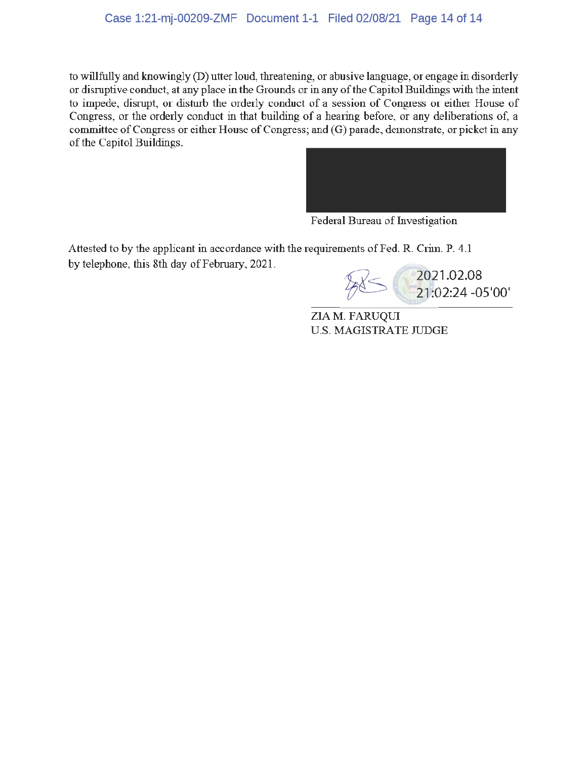to willfully and knowingly (D) utter loud, threatening, or abusive language, or engage in disorderly or disruptive conduct, at any place in the Grounds or in any of the Capitol Buildings with the intent to impede, disrupt, or disturb the orderly conduct of a session of Congress or either House of Congress, or the orderly conduct in that building of a hearing before, or any deliberations of, a committee of Congress or either House of Congress; and (G) parade, demonstrate, or picket in any of the Capitol Buildings.

Federal Bureau of Investigation

Attested to by the applicant in accordance with the requirements of Fed. R. Crim. P. 4.1 by telephone, this 8th day of February, 2021.

2021.02.08 21:02:24 -05'00'

ZIA M. FARUQUI
U.S. MAGISTRATE JUDGE